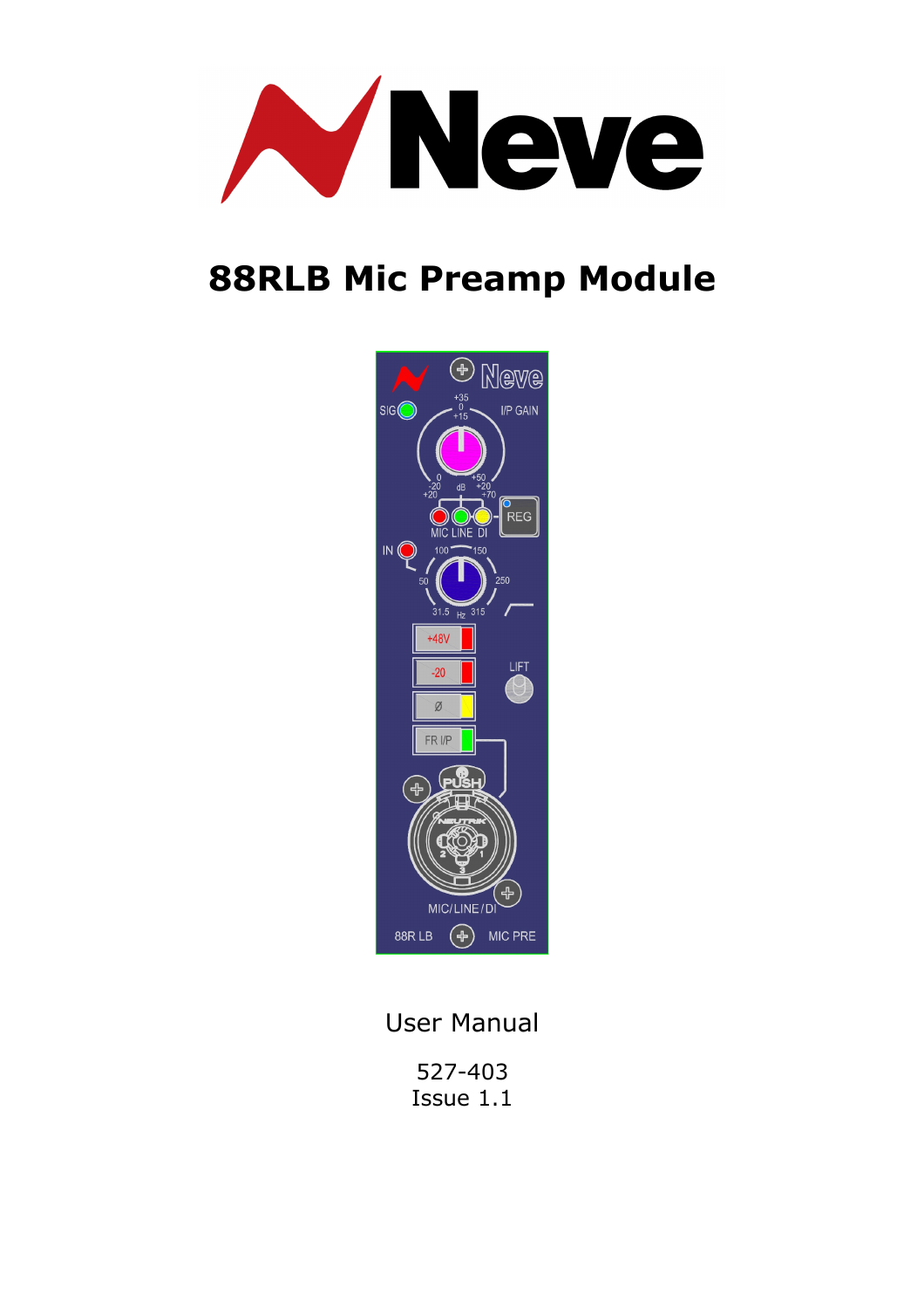# 88RLB Mic Preamp Module

User Manual

527-403
Issue 1.1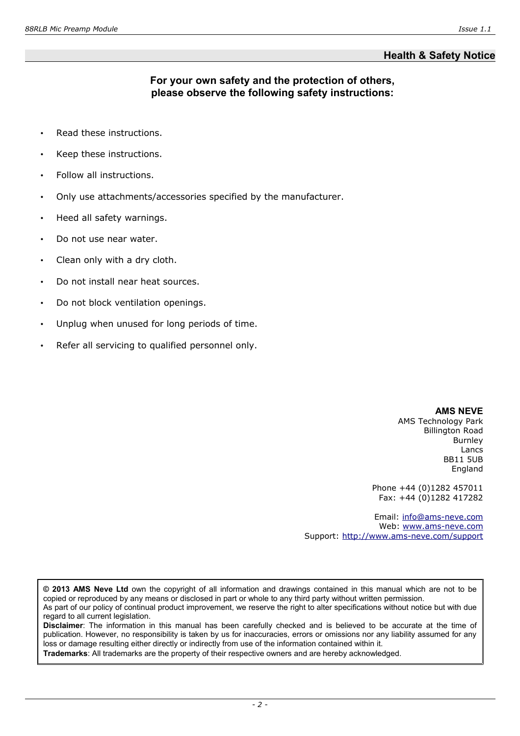## Health & Safety Notice

**For your own safety and the protection of others, please observe the following safety instructions:**

- Read these instructions.
- Keep these instructions.
- Follow all instructions.
- Only use attachments/accessories specified by the manufacturer.
- Heed all safety warnings.
- Do not use near water.
- Clean only with a dry cloth.
- Do not install near heat sources.
- Do not block ventilation openings.
- Unplug when unused for long periods of time.
- Refer all servicing to qualified personnel only.

**AMS NEVE**
AMS Technology Park
Billington Road
Burnley
Lancs
BB11 5UB
England

Phone +44 (0)1282 457011
Fax: +44 (0)1282 417282

Email: info@ams-neve.com
Web: www.ams-neve.com
Support: http://www.ams-neve.com/support

**© 2013 AMS Neve Ltd** own the copyright of all information and drawings contained in this manual which are not to be copied or reproduced by any means or disclosed in part or whole to any third party without written permission.
As part of our policy of continual product improvement, we reserve the right to alter specifications without notice but with due regard to all current legislation.
**Disclaimer**: The information in this manual has been carefully checked and is believed to be accurate at the time of publication. However, no responsibility is taken by us for inaccuracies, errors or omissions nor any liability assumed for any loss or damage resulting either directly or indirectly from use of the information contained within it.
**Trademarks**: All trademarks are the property of their respective owners and are hereby acknowledged.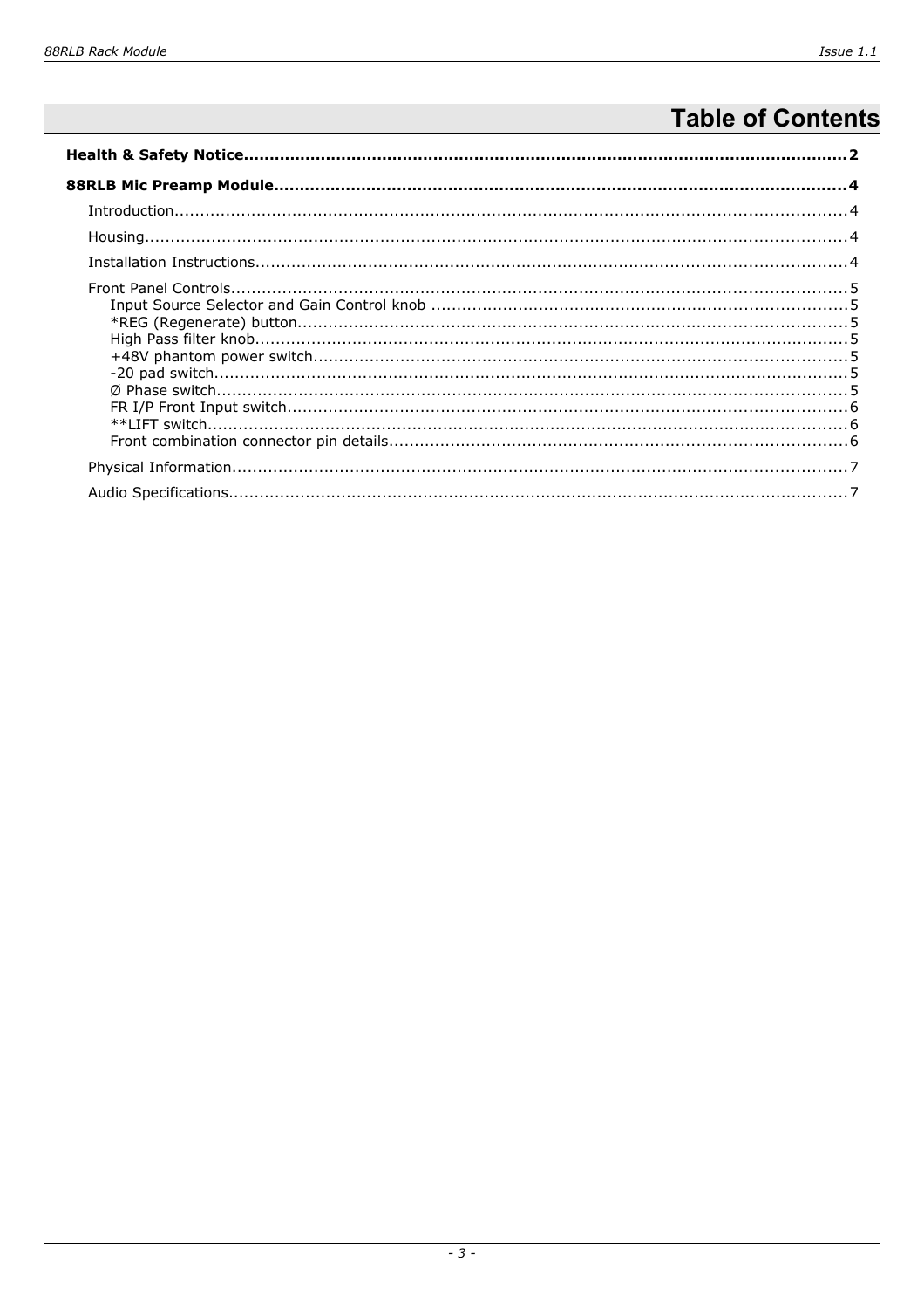# Table of Contents

**Health & Safety Notice......................................................................................................2**

**88RLB Mic Preamp Module..............................................................................................4**

- Introduction....................................................................................................................4
- Housing..........................................................................................................................4
- Installation Instructions....................................................................................................4
- Front Panel Controls........................................................................................................5
    - Input Source Selector and Gain Control knob .................................................................5
    - *REG (Regenerate) button...........................................................................................5
    - High Pass filter knob....................................................................................................5
    - +48V phantom power switch........................................................................................5
    - -20 pad switch.............................................................................................................5
    - Ø Phase switch.............................................................................................................5
    - FR I/P Front Input switch..............................................................................................6
    - **LIFT switch..............................................................................................................6
    - Front combination connector pin details.........................................................................6
- Physical Information........................................................................................................7
- Audio Specifications.........................................................................................................7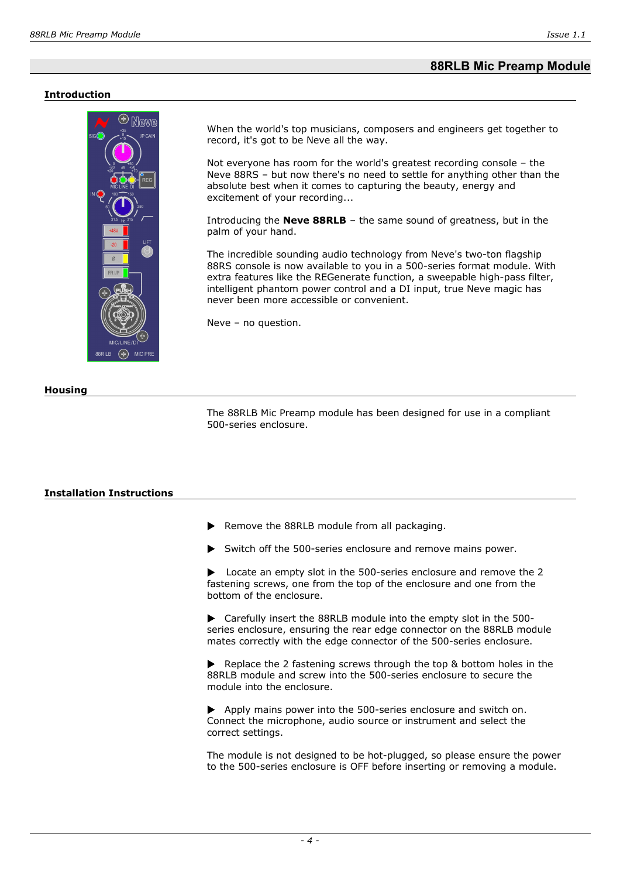# 88RLB Mic Preamp Module

## Introduction

When the world's top musicians, composers and engineers get together to record, it's got to be Neve all the way.

Not everyone has room for the world's greatest recording console – the Neve 88RS – but now there's no need to settle for anything other than the absolute best when it comes to capturing the beauty, energy and excitement of your recording...

Introducing the **Neve 88RLB** – the same sound of greatness, but in the palm of your hand.

The incredible sounding audio technology from Neve's two-ton flagship 88RS console is now available to you in a 500-series format module. With extra features like the REGenerate function, a sweepable high-pass filter, intelligent phantom power control and a DI input, true Neve magic has never been more accessible or convenient.

Neve – no question.

## Housing

The 88RLB Mic Preamp module has been designed for use in a compliant 500-series enclosure.

## Installation Instructions

- Remove the 88RLB module from all packaging.
- Switch off the 500-series enclosure and remove mains power.
- Locate an empty slot in the 500-series enclosure and remove the 2 fastening screws, one from the top of the enclosure and one from the bottom of the enclosure.
- Carefully insert the 88RLB module into the empty slot in the 500-series enclosure, ensuring the rear edge connector on the 88RLB module mates correctly with the edge connector of the 500-series enclosure.
- Replace the 2 fastening screws through the top & bottom holes in the 88RLB module and screw into the 500-series enclosure to secure the module into the enclosure.
- Apply mains power into the 500-series enclosure and switch on. Connect the microphone, audio source or instrument and select the correct settings.

The module is not designed to be hot-plugged, so please ensure the power to the 500-series enclosure is OFF before inserting or removing a module.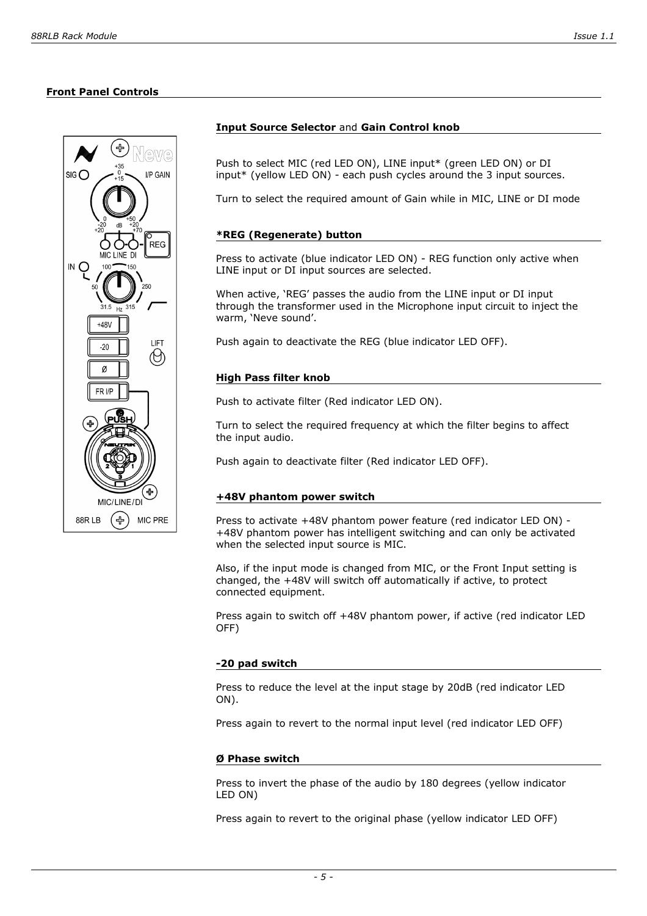## Front Panel Controls

### **Input Source Selector** and **Gain Control knob**

Push to select MIC (red LED ON), LINE input* (green LED ON) or DI input* (yellow LED ON) - each push cycles around the 3 input sources.

Turn to select the required amount of Gain while in MIC, LINE or DI mode

### *REG (Regenerate) button

Press to activate (blue indicator LED ON) - REG function only active when LINE input or DI input sources are selected.

When active, 'REG' passes the audio from the LINE input or DI input through the transformer used in the Microphone input circuit to inject the warm, 'Neve sound'.

Push again to deactivate the REG (blue indicator LED OFF).

### High Pass filter knob

Push to activate filter (Red indicator LED ON).

Turn to select the required frequency at which the filter begins to affect the input audio.

Push again to deactivate filter (Red indicator LED OFF).

### +48V phantom power switch

Press to activate +48V phantom power feature (red indicator LED ON) - +48V phantom power has intelligent switching and can only be activated when the selected input source is MIC.

Also, if the input mode is changed from MIC, or the Front Input setting is changed, the +48V will switch off automatically if active, to protect connected equipment.

Press again to switch off +48V phantom power, if active (red indicator LED OFF)

### -20 pad switch

Press to reduce the level at the input stage by 20dB (red indicator LED ON).

Press again to revert to the normal input level (red indicator LED OFF)

### Ø Phase switch

Press to invert the phase of the audio by 180 degrees (yellow indicator LED ON)

Press again to revert to the original phase (yellow indicator LED OFF)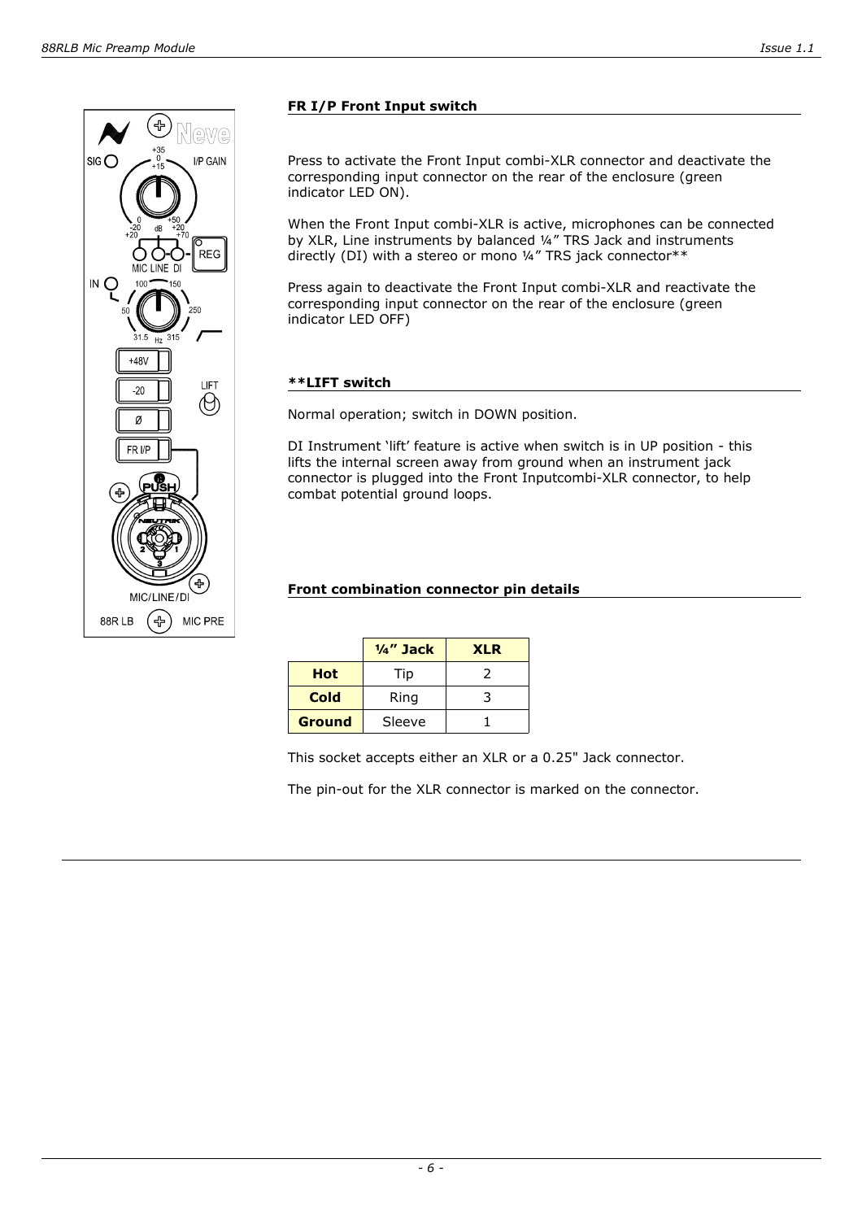## FR I/P Front Input switch

Press to activate the Front Input combi-XLR connector and deactivate the corresponding input connector on the rear of the enclosure (green indicator LED ON).

When the Front Input combi-XLR is active, microphones can be connected by XLR, Line instruments by balanced ¼" TRS Jack and instruments directly (DI) with a stereo or mono ¼" TRS jack connector**

Press again to deactivate the Front Input combi-XLR and reactivate the corresponding input connector on the rear of the enclosure (green indicator LED OFF)

## **LIFT switch

Normal operation; switch in DOWN position.

DI Instrument 'lift' feature is active when switch is in UP position - this lifts the internal screen away from ground when an instrument jack connector is plugged into the Front Inputcombi-XLR connector, to help combat potential ground loops.

## Front combination connector pin details

| | ¼" Jack | XLR |
|---|---|---|
| **Hot** | Tip | 2 |
| **Cold** | Ring | 3 |
| **Ground** | Sleeve | 1 |

This socket accepts either an XLR or a 0.25" Jack connector.

The pin-out for the XLR connector is marked on the connector.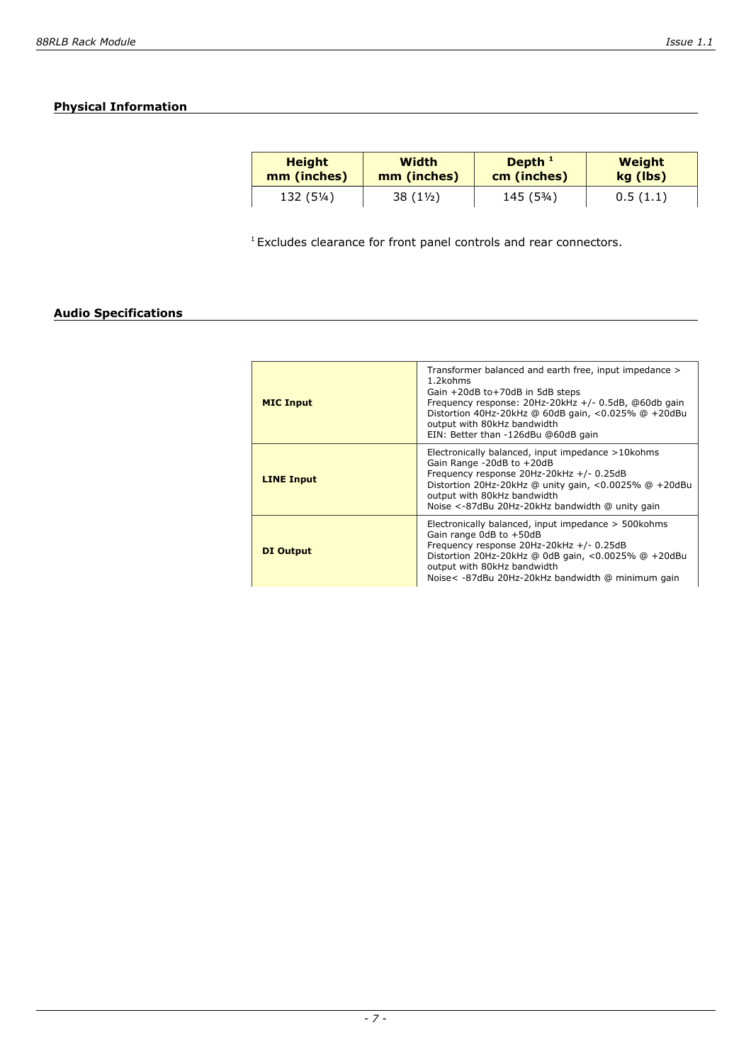## Physical Information

| Height mm (inches) | Width mm (inches) | Depth [1] cm (inches) | Weight kg (lbs) |
|---|---|---|---|
| 132 (5¼) | 38 (1½) | 145 (5¾) | 0.5 (1.1) |

[1] Excludes clearance for front panel controls and rear connectors.

## Audio Specifications

| | |
|---|---|
| **MIC Input** | Transformer balanced and earth free, input impedance > 1.2kohms<br>Gain +20dB to+70dB in 5dB steps<br>Frequency response: 20Hz-20kHz +/- 0.5dB, @60db gain<br>Distortion 40Hz-20kHz @ 60dB gain, <0.025% @ +20dBu output with 80kHz bandwidth<br>EIN: Better than -126dBu @60dB gain |
| **LINE Input** | Electronically balanced, input impedance >10kohms<br>Gain Range -20dB to +20dB<br>Frequency response 20Hz-20kHz +/- 0.25dB<br>Distortion 20Hz-20kHz @ unity gain, <0.0025% @ +20dBu output with 80kHz bandwidth<br>Noise <-87dBu 20Hz-20kHz bandwidth @ unity gain |
| **DI Output** | Electronically balanced, input impedance > 500kohms<br>Gain range 0dB to +50dB<br>Frequency response 20Hz-20kHz +/- 0.25dB<br>Distortion 20Hz-20kHz @ 0dB gain, <0.0025% @ +20dBu output with 80kHz bandwidth<br>Noise< -87dBu 20Hz-20kHz bandwidth @ minimum gain |